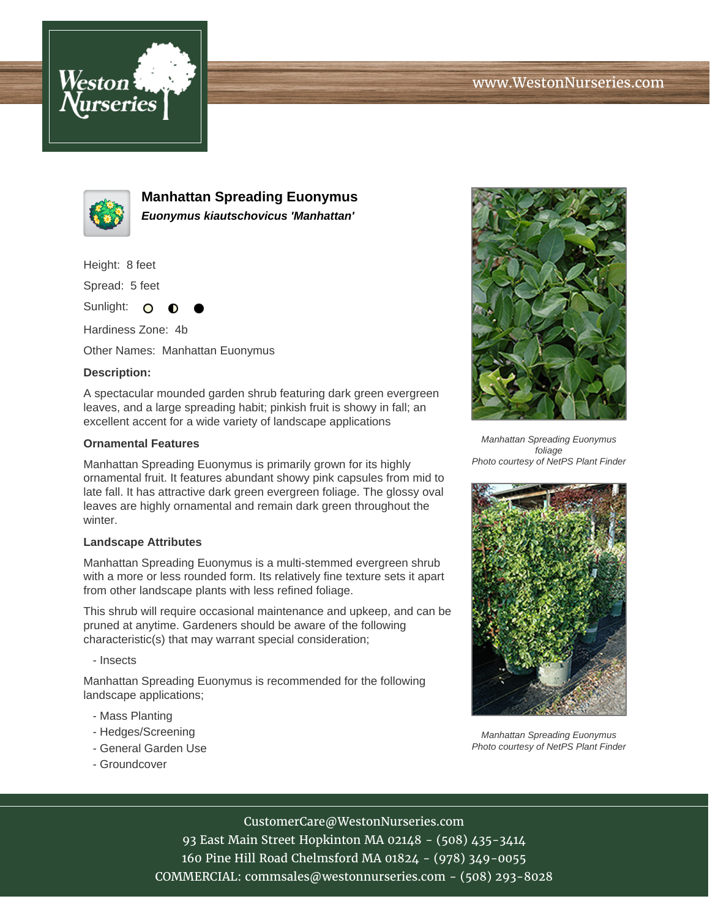www.WestonNurseries.com

# Manhattan Spreading Euonymus

***Euonymus kiautschovicus 'Manhattan'***

Height: 8 feet

Spread: 5 feet

Sunlight:

Hardiness Zone: 4b

Other Names: Manhattan Euonymus

**Description:**

A spectacular mounded garden shrub featuring dark green evergreen leaves, and a large spreading habit; pinkish fruit is showy in fall; an excellent accent for a wide variety of landscape applications

### Ornamental Features

Manhattan Spreading Euonymus is primarily grown for its highly ornamental fruit. It features abundant showy pink capsules from mid to late fall. It has attractive dark green evergreen foliage. The glossy oval leaves are highly ornamental and remain dark green throughout the winter.

### Landscape Attributes

Manhattan Spreading Euonymus is a multi-stemmed evergreen shrub with a more or less rounded form. Its relatively fine texture sets it apart from other landscape plants with less refined foliage.

This shrub will require occasional maintenance and upkeep, and can be pruned at anytime. Gardeners should be aware of the following characteristic(s) that may warrant special consideration;

- Insects

Manhattan Spreading Euonymus is recommended for the following landscape applications;

- Mass Planting
- Hedges/Screening
- General Garden Use
- Groundcover

*Manhattan Spreading Euonymus foliage*
*Photo courtesy of NetPS Plant Finder*

*Manhattan Spreading Euonymus*
*Photo courtesy of NetPS Plant Finder*

CustomerCare@WestonNurseries.com
93 East Main Street Hopkinton MA 02148 - (508) 435-3414
160 Pine Hill Road Chelmsford MA 01824 - (978) 349-0055
COMMERCIAL: commsales@westonnurseries.com - (508) 293-8028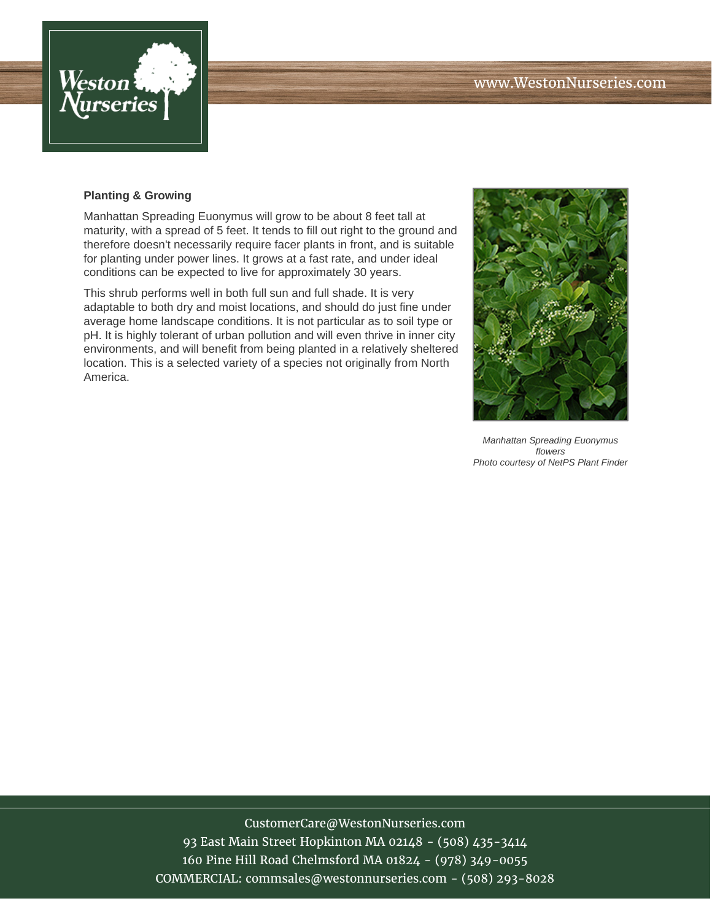## Planting & Growing

Manhattan Spreading Euonymus will grow to be about 8 feet tall at maturity, with a spread of 5 feet. It tends to fill out right to the ground and therefore doesn't necessarily require facer plants in front, and is suitable for planting under power lines. It grows at a fast rate, and under ideal conditions can be expected to live for approximately 30 years.

This shrub performs well in both full sun and full shade. It is very adaptable to both dry and moist locations, and should do just fine under average home landscape conditions. It is not particular as to soil type or pH. It is highly tolerant of urban pollution and will even thrive in inner city environments, and will benefit from being planted in a relatively sheltered location. This is a selected variety of a species not originally from North America.

*Manhattan Spreading Euonymus flowers*
*Photo courtesy of NetPS Plant Finder*